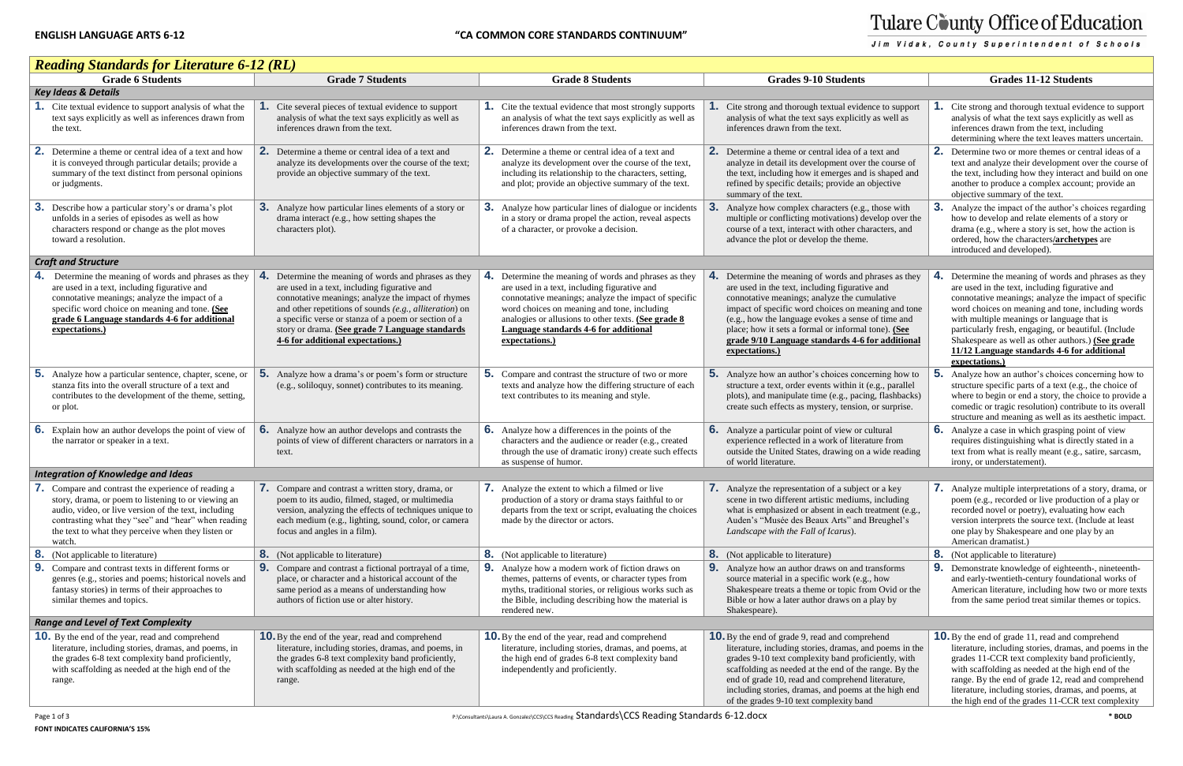**ENGLISH LANGUAGE ARTS 6-12** **"CA COMMON CORE STANDARDS CONTINUUM"**

Tulare County Office of Education
Jim Vidak, County Superintendent of Schools

## *Reading Standards for Literature 6-12 (RL)*

| Grade 6 Students | Grade 7 Students | Grade 8 Students | Grades 9-10 Students | Grades 11-12 Students |
|---|---|---|---|---|
| ***Key Ideas & Details*** | | | | |
| **1.** Cite textual evidence to support analysis of what the text says explicitly as well as inferences drawn from the text. | **1.** Cite several pieces of textual evidence to support analysis of what the text says explicitly as well as inferences drawn from the text. | **1.** Cite the textual evidence that most strongly supports an analysis of what the text says explicitly as well as inferences drawn from the text. | **1.** Cite strong and thorough textual evidence to support analysis of what the text says explicitly as well as inferences drawn from the text. | **1.** Cite strong and thorough textual evidence to support analysis of what the text says explicitly as well as inferences drawn from the text, including determining where the text leaves matters uncertain. |
| **2.** Determine a theme or central idea of a text and how it is conveyed through particular details; provide a summary of the text distinct from personal opinions or judgments. | **2.** Determine a theme or central idea of a text and analyze its developments over the course of the text; provide an objective summary of the text. | **2.** Determine a theme or central idea of a text and analyze its development over the course of the text, including its relationship to the characters, setting, and plot; provide an objective summary of the text. | **2.** Determine a theme or central idea of a text and analyze in detail its development over the course of the text, including how it emerges and is shaped and refined by specific details; provide an objective summary of the text. | **2.** Determine two or more themes or central ideas of a text and analyze their development over the course of the text, including how they interact and build on one another to produce a complex account; provide an objective summary of the text. |
| **3.** Describe how a particular story's or drama's plot unfolds in a series of episodes as well as how characters respond or change as the plot moves toward a resolution. | **3.** Analyze how particular lines elements of a story or drama interact (e.g., how setting shapes the characters plot). | **3.** Analyze how particular lines of dialogue or incidents in a story or drama propel the action, reveal aspects of a character, or provoke a decision. | **3.** Analyze how complex characters (e.g., those with multiple or conflicting motivations) develop over the course of a text, interact with other characters, and advance the plot or develop the theme. | **3.** Analyze the impact of the author's choices regarding how to develop and relate elements of a story or drama (e.g., where a story is set, how the action is ordered, how the characters**/archetypes** are introduced and developed). |
| ***Craft and Structure*** | | | | |
| **4.** Determine the meaning of words and phrases as they are used in a text, including figurative and connotative meanings; analyze the impact of a specific word choice on meaning and tone. **(See grade 6 Language standards 4-6 for additional expectations.)** | **4.** Determine the meaning of words and phrases as they are used in a text, including figurative and connotative meanings; analyze the impact of rhymes and other repetitions of sounds (*e.g., alliteration*) on a specific verse or stanza of a poem or section of a story or drama. **(See grade 7 Language standards 4-6 for additional expectations.)** | **4.** Determine the meaning of words and phrases as they are used in a text, including figurative and connotative meanings; analyze the impact of specific word choices on meaning and tone, including analogies or allusions to other texts. **(See grade 8 Language standards 4-6 for additional expectations.)** | **4.** Determine the meaning of words and phrases as they are used in the text, including figurative and connotative meanings; analyze the cumulative impact of specific word choices on meaning and tone (e.g., how the language evokes a sense of time and place; how it sets a formal or informal tone). **(See grade 9/10 Language standards 4-6 for additional expectations.)** | **4.** Determine the meaning of words and phrases as they are used in the text, including figurative and connotative meanings; analyze the impact of specific word choices on meaning and tone, including words with multiple meanings or language that is particularly fresh, engaging, or beautiful. (Include Shakespeare as well as other authors.) **(See grade 11/12 Language standards 4-6 for additional expectations.)** |
| **5.** Analyze how a particular sentence, chapter, scene, or stanza fits into the overall structure of a text and contributes to the development of the theme, setting, or plot. | **5.** Analyze how a drama's or poem's form or structure (e.g., soliloquy, sonnet) contributes to its meaning. | **5.** Compare and contrast the structure of two or more texts and analyze how the differing structure of each text contributes to its meaning and style. | **5.** Analyze how an author's choices concerning how to structure a text, order events within it (e.g., parallel plots), and manipulate time (e.g., pacing, flashbacks) create such effects as mystery, tension, or surprise. | **5.** Analyze how an author's choices concerning how to structure specific parts of a text (e.g., the choice of where to begin or end a story, the choice to provide a comedic or tragic resolution) contribute to its overall structure and meaning as well as its aesthetic impact. |
| **6.** Explain how an author develops the point of view of the narrator or speaker in a text. | **6.** Analyze how an author develops and contrasts the points of view of different characters or narrators in a text. | **6.** Analyze how a differences in the points of view of the characters and the audience or reader (e.g., created through the use of dramatic irony) create such effects as suspense of humor. | **6.** Analyze a particular point of view or cultural experience reflected in a work of literature from outside the United States, drawing on a wide reading of world literature. | **6.** Analyze a case in which grasping point of view requires distinguishing what is directly stated in a text from what is really meant (e.g., satire, sarcasm, irony, or understatement). |
| ***Integration of Knowledge and Ideas*** | | | | |
| **7.** Compare and contrast the experience of reading a story, drama, or poem to listening to or viewing an audio, video, or live version of the text, including contrasting what they "see" and "hear" when reading the text to what they perceive when they listen or watch. | **7.** Compare and contrast a written story, drama, or poem to its audio, filmed, staged, or multimedia version, analyzing the effects of techniques unique to each medium (e.g., lighting, sound, color, or camera focus and angles in a film). | **7.** Analyze the extent to which a filmed or live production of a story or drama stays faithful to or departs from the text or script, evaluating the choices made by the director or actors. | **7.** Analyze the representation of a subject or a key scene in two different artistic mediums, including what is emphasized or absent in each treatment (e.g., Auden's "Musée des Beaux Arts" and Breughel's *Landscape with the Fall of Icarus*). | **7.** Analyze multiple interpretations of a story, drama, or poem (e.g., recorded or live production of a play or recorded novel or poetry), evaluating how each version interprets the source text. (Include at least one play by Shakespeare and one play by an American dramatist.) |
| **8.** (Not applicable to literature) | **8.** (Not applicable to literature) | **8.** (Not applicable to literature) | **8.** (Not applicable to literature) | **8.** (Not applicable to literature) |
| **9.** Compare and contrast texts in different forms or genres (e.g., stories and poems; historical novels and fantasy stories) in terms of their approaches to similar themes and topics. | **9.** Compare and contrast a fictional portrayal of a time, place, or character and a historical account of the same period as a means of understanding how authors of fiction use or alter history. | **9.** Analyze how a modern work of fiction draws on themes, patterns of events, or character types from myths, traditional stories, or religious works such as the Bible, including describing how the material is rendered new. | **9.** Analyze how an author draws on and transforms source material in a specific work (e.g., how Shakespeare treats a theme or topic from Ovid or the Bible or how a later author draws on a play by Shakespeare). | **9.** Demonstrate knowledge of eighteenth-, nineteenth- and early-twentieth-century foundational works of American literature, including how two or more texts from the same period treat similar themes or topics. |
| ***Range and Level of Text Complexity*** | | | | |
| **10.** By the end of the year, read and comprehend literature, including stories, dramas, and poems, in the grades 6-8 text complexity band proficiently, with scaffolding as needed at the high end of the range. | **10.** By the end of the year, read and comprehend literature, including stories, dramas, and poems, in the grades 6-8 text complexity band proficiently, with scaffolding as needed at the high end of the range. | **10.** By the end of the year, read and comprehend literature, including stories, dramas, and poems, at the high end of grades 6-8 text complexity band independently and proficiently. | **10.** By the end of grade 9, read and comprehend literature, including stories, dramas, and poems in the grades 9-10 text complexity band proficiently, with scaffolding as needed at the end of the range. By the end of grade 10, read and comprehend literature, including stories, dramas, and poems at the high end of the grades 9-10 text complexity band | **10.** By the end of grade 11, read and comprehend literature, including stories, dramas, and poems in the grades 11-CCR text complexity band proficiently, with scaffolding as needed at the high end of the range. By the end of grade 12, read and comprehend literature, including stories, dramas, and poems, at the high end of the grades 11-CCR text complexity |

P:\Consultants\Laura A. Gonzalez\CCS\CCS Reading Standards\CCS Reading Standards 6-12.docx

**FONT INDICATES CALIFORNIA'S 15%** **\* BOLD**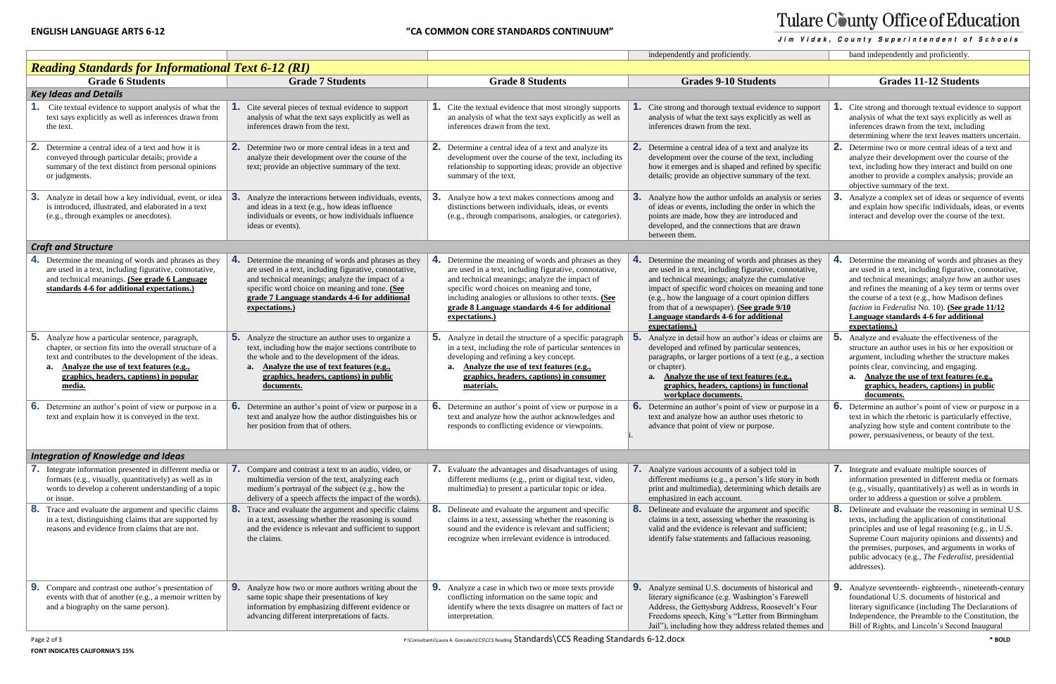| | | | independently and proficiently. | band independently and proficiently. |
|---|---|---|---|---|

## Reading Standards for Informational Text 6-12 (RI)

| Grade 6 Students | Grade 7 Students | Grade 8 Students | Grades 9-10 Students | Grades 11-12 Students |
|---|---|---|---|---|
| ***Key Ideas and Details*** | | | | |
| **1.** Cite textual evidence to support analysis of what the text says explicitly as well as inferences drawn from the text. | **1.** Cite several pieces of textual evidence to support analysis of what the text says explicitly as well as inferences drawn from the text. | **1.** Cite the textual evidence that most strongly supports an analysis of what the text says explicitly as well as inferences drawn from the text. | **1.** Cite strong and thorough textual evidence to support analysis of what the text says explicitly as well as inferences drawn from the text. | **1.** Cite strong and thorough textual evidence to support analysis of what the text says explicitly as well as inferences drawn from the text, including determining where the text leaves matters uncertain. |
| **2.** Determine a central idea of a text and how it is conveyed through particular details; provide a summary of the text distinct from personal opinions or judgments. | **2.** Determine two or more central ideas in a text and analyze their development over the course of the text; provide an objective summary of the text. | **2.** Determine a central idea of a text and analyze its development over the course of the text, including its relationship to supporting ideas; provide an objective summary of the text. | **2.** Determine a central idea of a text and analyze its development over the course of the text, including how it emerges and is shaped and refined by specific details; provide an objective summary of the text. | **2.** Determine two or more central ideas of a text and analyze their development over the course of the text, including how they interact and build on one another to provide a complex analysis; provide an objective summary of the text. |
| **3.** Analyze in detail how a key individual, event, or idea is introduced, illustrated, and elaborated in a text (e.g., through examples or anecdotes). | **3.** Analyze the interactions between individuals, events, and ideas in a text (e.g., how ideas influence individuals or events, or how individuals influence ideas or events). | **3.** Analyze how a text makes connections among and distinctions between individuals, ideas, or events (e.g., through comparisons, analogies, or categories). | **3.** Analyze how the author unfolds an analysis or series of ideas or events, including the order in which the points are made, how they are introduced and developed, and the connections that are drawn between them. | **3.** Analyze a complex set of ideas or sequence of events and explain how specific individuals, ideas, or events interact and develop over the course of the text. |
| ***Craft and Structure*** | | | | |
| **4.** Determine the meaning of words and phrases as they are used in a text, including figurative, connotative, and technical meanings. **(See grade 6 Language standards 4-6 for additional expectations.)** | **4.** Determine the meaning of words and phrases as they are used in a text, including figurative, connotative, and technical meanings; analyze the impact of a specific word choice on meaning and tone. **(See grade 7 Language standards 4-6 for additional expectations.)** | **4.** Determine the meaning of words and phrases as they are used in a text, including figurative, connotative, and technical meanings; analyze the impact of specific word choices on meaning and tone, including analogies or allusions to other texts. **(See grade 8 Language standards 4-6 for additional expectations.)** | **4.** Determine the meaning of words and phrases as they are used in a text, including figurative, connotative, and technical meanings; analyze the cumulative impact of specific word choices on meaning and tone (e.g., how the language of a court opinion differs from that of a newspaper). **(See grade 9/10 Language standards 4-6 for additional expectations.)** | **4.** Determine the meaning of words and phrases as they are used in a text, including figurative, connotative, and technical meanings; analyze how an author uses and refines the meaning of a key term or terms over the course of a text (e.g., how Madison defines *faction* in *Federalist* No. 10). **(See grade 11/12 Language standards 4-6 for additional expectations.)** |
| **5.** Analyze how a particular sentence, paragraph, chapter, or section fits into the overall structure of a text and contributes to the development of the ideas. **a. Analyze the use of text features (e.g., graphics, headers, captions) in popular media.** | **5.** Analyze the structure an author uses to organize a text, including how the major sections contribute to the whole and to the development of the ideas. **a. Analyze the use of text features (e.g., graphics, headers, captions) in public documents.** | **5.** Analyze in detail the structure of a specific paragraph in a text, including the role of particular sentences in developing and refining a key concept. **a. Analyze the use of text features (e.g., graphics, headers, captions) in consumer materials.** | **5.** Analyze in detail how an author's ideas or claims are developed and refined by particular sentences, paragraphs, or larger portions of a text (e.g., a section or chapter). **a. Analyze the use of text features (e.g., graphics, headers, captions) in functional workplace documents.** | **5.** Analyze and evaluate the effectiveness of the structure an author uses in his or her exposition or argument, including whether the structure makes points clear, convincing, and engaging. **a. Analyze the use of text features (e.g., graphics, headers, captions) in public documents.** |
| **6.** Determine an author's point of view or purpose in a text and explain how it is conveyed in the text. | **6.** Determine an author's point of view or purpose in a text and analyze how the author distinguishes his or her position from that of others. | **6.** Determine an author's point of view or purpose in a text and analyze how the author acknowledges and responds to conflicting evidence or viewpoints. | **6.** Determine an author's point of view or purpose in a text and analyze how an author uses rhetoric to advance that point of view or purpose. i. | **6.** Determine an author's point of view or purpose in a text in which the rhetoric is particularly effective, analyzing how style and content contribute to the power, persuasiveness, or beauty of the text. |
| ***Integration of Knowledge and Ideas*** | | | | |
| **7.** Integrate information presented in different media or formats (e.g., visually, quantitatively) as well as in words to develop a coherent understanding of a topic or issue. | **7.** Compare and contrast a text to an audio, video, or multimedia version of the text, analyzing each medium's portrayal of the subject (e.g., how the delivery of a speech affects the impact of the words). | **7.** Evaluate the advantages and disadvantages of using different mediums (e.g., print or digital text, video, multimedia) to present a particular topic or idea. | **7.** Analyze various accounts of a subject told in different mediums (e.g., a person's life story in both print and multimedia), determining which details are emphasized in each account. | **7.** Integrate and evaluate multiple sources of information presented in different media or formats (e.g., visually, quantitatively) as well as in words in order to address a question or solve a problem. |
| **8.** Trace and evaluate the argument and specific claims in a text, distinguishing claims that are supported by reasons and evidence from claims that are not. | **8.** Trace and evaluate the argument and specific claims in a text, assessing whether the reasoning is sound and the evidence is relevant and sufficient to support the claims. | **8.** Delineate and evaluate the argument and specific claims in a text, assessing whether the reasoning is sound and the evidence is relevant and sufficient; recognize when irrelevant evidence is introduced. | **8.** Delineate and evaluate the argument and specific claims in a text, assessing whether the reasoning is valid and the evidence is relevant and sufficient; identify false statements and fallacious reasoning. | **8.** Delineate and evaluate the reasoning in seminal U.S. texts, including the application of constitutional principles and use of legal reasoning (e.g., in U.S. Supreme Court majority opinions and dissents) and the premises, purposes, and arguments in works of public advocacy (e.g., *The Federalist*, presidential addresses). |
| **9.** Compare and contrast one author's presentation of events with that of another (e.g., a memoir written by and a biography on the same person). | **9.** Analyze how two or more authors writing about the same topic shape their presentations of key information by emphasizing different evidence or advancing different interpretations of facts. | **9.** Analyze a case in which two or more texts provide conflicting information on the same topic and identify where the texts disagree on matters of fact or interpretation. | **9.** Analyze seminal U.S. documents of historical and literary significance (e.g. Washington's Farewell Address, the Gettysburg Address, Roosevelt's Four Freedoms speech, King's "Letter from Birmingham Jail"), including how they address related themes and | **9.** Analyze seventeenth- eighteenth-, nineteenth-century foundational U.S. documents of historical and literary significance (including The Declarations of Independence, the Preamble to the Constitution, the Bill of Rights, and Lincoln's Second Inaugural |

FONT INDICATES CALIFORNIA'S 15%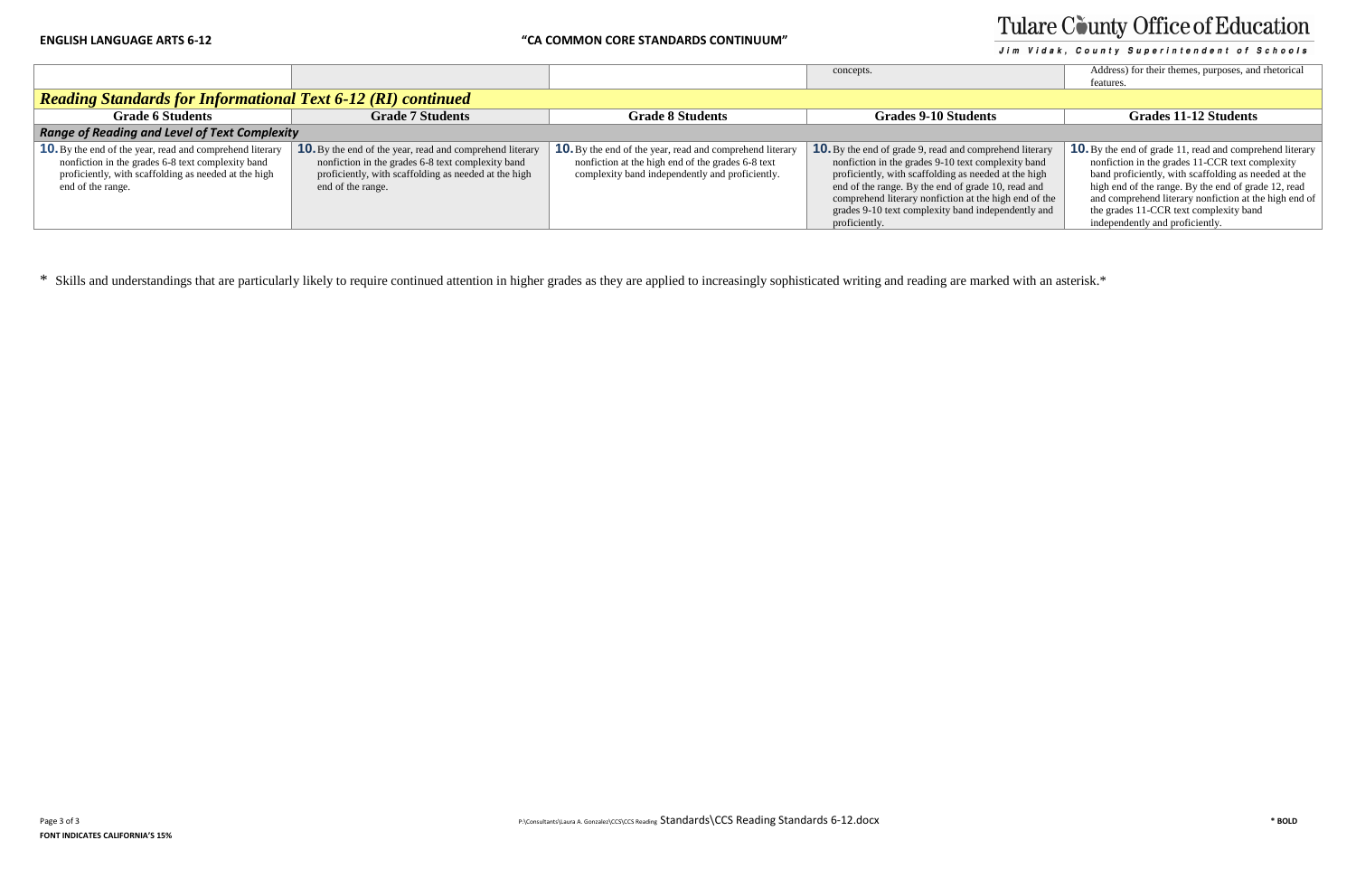| | | | | |
|---|---|---|---|---|
| | | | concepts. | Address) for their themes, purposes, and rhetorical features. |

## *Reading Standards for Informational Text 6-12 (RI) continued*

| Grade 6 Students | Grade 7 Students | Grade 8 Students | Grades 9-10 Students | Grades 11-12 Students |
|---|---|---|---|---|
| ***Range of Reading and Level of Text Complexity*** | | | | |
| **10.** By the end of the year, read and comprehend literary nonfiction in the grades 6-8 text complexity band proficiently, with scaffolding as needed at the high end of the range. | **10.** By the end of the year, read and comprehend literary nonfiction in the grades 6-8 text complexity band proficiently, with scaffolding as needed at the high end of the range. | **10.** By the end of the year, read and comprehend literary nonfiction at the high end of the grades 6-8 text complexity band independently and proficiently. | **10.** By the end of grade 9, read and comprehend literary nonfiction in the grades 9-10 text complexity band proficiently, with scaffolding as needed at the high end of the range. By the end of grade 10, read and comprehend literary nonfiction at the high end of the grades 9-10 text complexity band independently and proficiently. | **10.** By the end of grade 11, read and comprehend literary nonfiction in the grades 11-CCR text complexity band proficiently, with scaffolding as needed at the high end of the range. By the end of grade 12, read and comprehend literary nonfiction at the high end of the grades 11-CCR text complexity band independently and proficiently. |

\* Skills and understandings that are particularly likely to require continued attention in higher grades as they are applied to increasingly sophisticated writing and reading are marked with an asterisk.*

**FONT INDICATES CALIFORNIA'S 15%**

**\* BOLD**